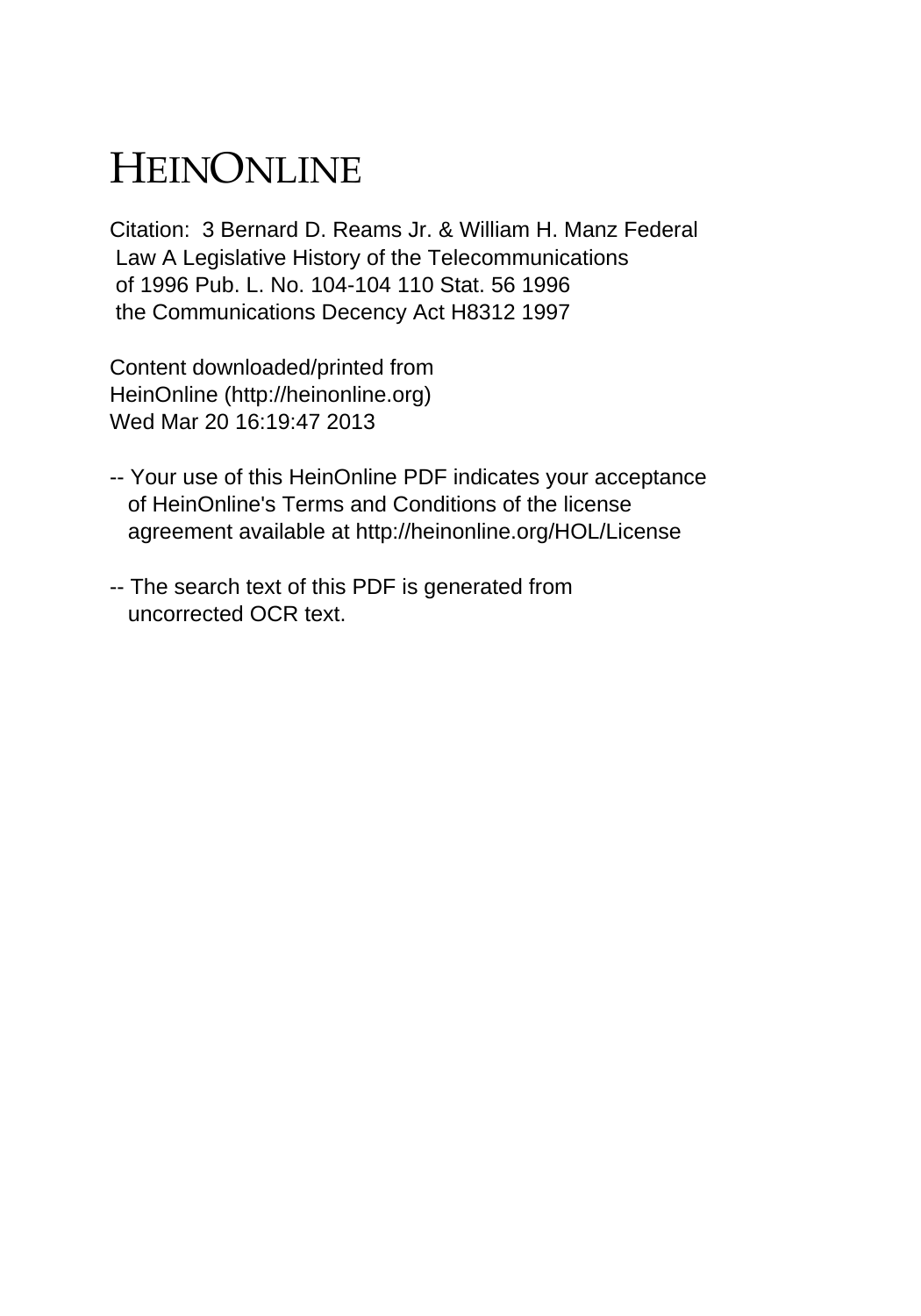# HEINONLINE

Citation: 3 Bernard D. Reams Jr. & William H. Manz Federal Law A Legislative History of the Telecommunications of 1996 Pub. L. No. 104-104 110 Stat. 56 1996 the Communications Decency Act H8312 1997

Content downloaded/printed from HeinOnline (http://heinonline.org)
Wed Mar 20 16:19:47 2013

-- Your use of this HeinOnline PDF indicates your acceptance of HeinOnline's Terms and Conditions of the license agreement available at http://heinonline.org/HOL/License

-- The search text of this PDF is generated from uncorrected OCR text.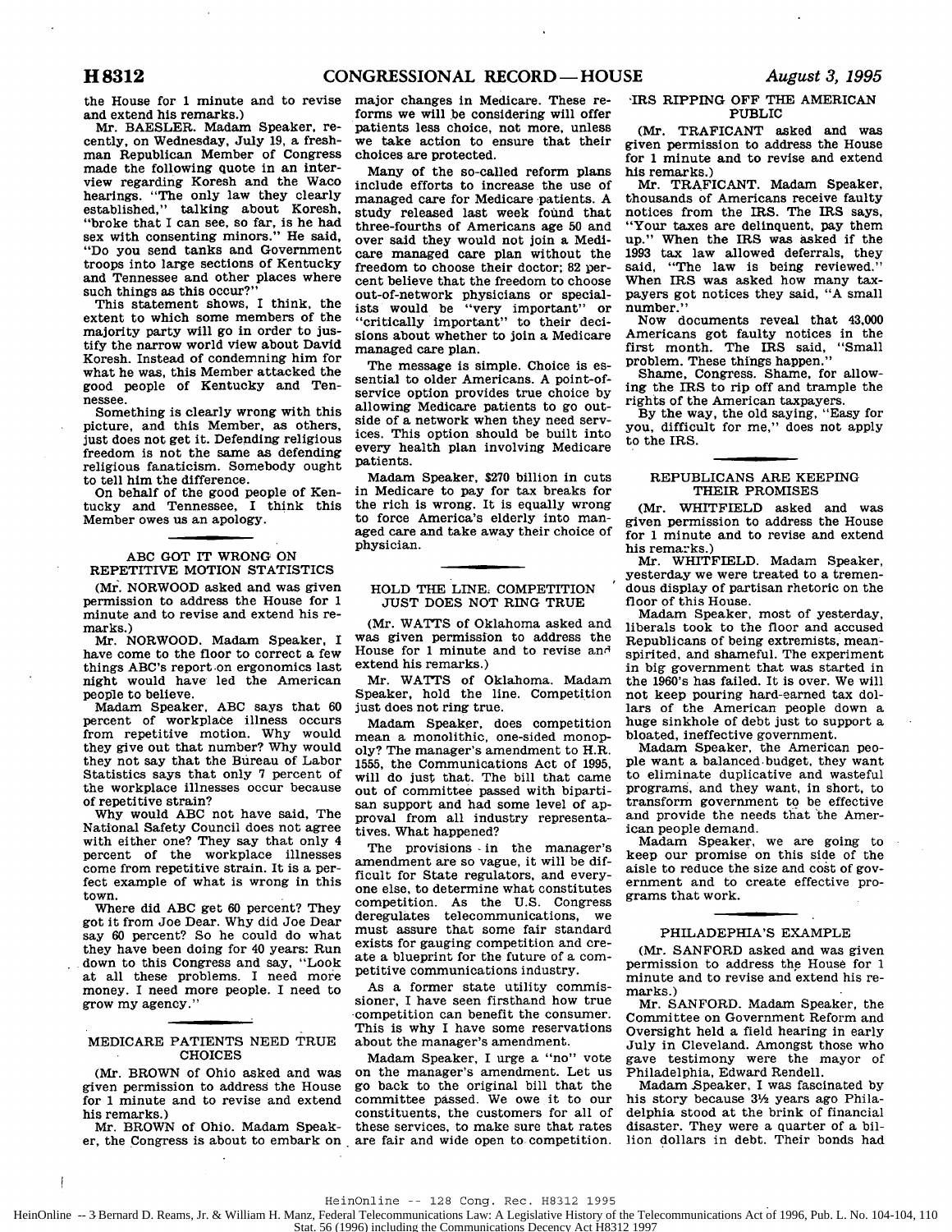the House for 1 minute and to revise and extend his remarks.)

Mr. BAESLER. Madam Speaker, recently, on Wednesday, July 19, a freshman Republican Member of Congress made the following quote in an interview regarding Koresh and the Waco hearings. "The only law they clearly established," talking about Koresh, "broke that I can see, so far, is he had sex with consenting minors." He said, "Do you send tanks and Government troops into large sections of Kentucky and Tennessee and other places where such things as this occur?"

This statement shows, I think, the extent to which some members of the majority party will go in order to justify the narrow world view about David Koresh. Instead of condemning him for what he was, this Member attacked the good people of Kentucky and Tennessee.

Something is clearly wrong with this picture, and this Member, as others, just does not get it. Defending religious freedom is not the same as defending religious fanaticism. Somebody ought to tell him the difference.

On behalf of the good people of Kentucky and Tennessee, I think this Member owes us an apology.

## ABC GOT IT WRONG ON REPETITIVE MOTION STATISTICS

(Mr. NORWOOD asked and was given permission to address the House for 1 minute and to revise and extend his remarks.)

Mr. NORWOOD. Madam Speaker, I have come to the floor to correct a few things ABC's report on ergonomics last night would have led the American people to believe.

Madam Speaker, ABC says that 60 percent of workplace illness occurs from repetitive motion. Why would they give out that number? Why would they not say that the Bureau of Labor Statistics says that only 7 percent of the workplace illnesses occur because of repetitive strain?

Why would ABC not have said, The National Safety Council does not agree with either one? They say that only 4 percent of the workplace illnesses come from repetitive strain. It is a perfect example of what is wrong in this town.

Where did ABC get 60 percent? They got it from Joe Dear. Why did Joe Dear say 60 percent? So he could do what they have been doing for 40 years: Run down to this Congress and say, "Look at all these problems. I need more money. I need more people. I need to grow my agency."

## MEDICARE PATIENTS NEED TRUE CHOICES

(Mr. BROWN of Ohio asked and was given permission to address the House for 1 minute and to revise and extend his remarks.)

Mr. BROWN of Ohio. Madam Speaker, the Congress is about to embark on major changes in Medicare. These reforms we will be considering will offer patients less choice, not more, unless we take action to ensure that their choices are protected.

Many of the so-called reform plans include efforts to increase the use of managed care for Medicare patients. A study released last week found that three-fourths of Americans age 50 and over said they would not join a Medicare managed care plan without the freedom to choose their doctor; 82 percent believe that the freedom to choose out-of-network physicians or specialists would be "very important" or "critically important" to their decisions about whether to join a Medicare managed care plan.

The message is simple. Choice is essential to older Americans. A point-of-service option provides true choice by allowing Medicare patients to go outside of a network when they need services. This option should be built into every health plan involving Medicare patients.

Madam Speaker, $270 billion in cuts in Medicare to pay for tax breaks for the rich is wrong. It is equally wrong to force America's elderly into managed care and take away their choice of physician.

## HOLD THE LINE: COMPETITION JUST DOES NOT RING TRUE

(Mr. WATTS of Oklahoma asked and was given permission to address the House for 1 minute and to revise and extend his remarks.)

Mr. WATTS of Oklahoma. Madam Speaker, hold the line. Competition just does not ring true.

Madam Speaker, does competition mean a monolithic, one-sided monopoly? The manager's amendment to H.R. 1555, the Communications Act of 1995, will do just that. The bill that came out of committee passed with bipartisan support and had some level of approval from all industry representatives. What happened?

The provisions in the manager's amendment are so vague, it will be difficult for State regulators, and everyone else, to determine what constitutes competition. As the U.S. Congress deregulates telecommunications, we must assure that some fair standard exists for gauging competition and create a blueprint for the future of a competitive communications industry.

As a former state utility commissioner, I have seen firsthand how true competition can benefit the consumer. This is why I have some reservations about the manager's amendment.

Madam Speaker, I urge a "no" vote on the manager's amendment. Let us go back to the original bill that the committee passed. We owe it to our constituents, the customers for all of these services, to make sure that rates are fair and wide open to competition.

## IRS RIPPING OFF THE AMERICAN PUBLIC

(Mr. TRAFICANT asked and was given permission to address the House for 1 minute and to revise and extend his remarks.)

Mr. TRAFICANT. Madam Speaker, thousands of Americans receive faulty notices from the IRS. The IRS says, "Your taxes are delinquent, pay them up." When the IRS was asked if the 1993 tax law allowed deferrals, they said, "The law is being reviewed." When IRS was asked how many taxpayers got notices they said, "A small number."

Now documents reveal that 43,000 Americans got faulty notices in the first month. The IRS said, "Small problem. These things happen."

Shame, Congress. Shame, for allowing the IRS to rip off and trample the rights of the American taxpayers.

By the way, the old saying, "Easy for you, difficult for me," does not apply to the IRS.

## REPUBLICANS ARE KEEPING THEIR PROMISES

(Mr. WHITFIELD asked and was given permission to address the House for 1 minute and to revise and extend his remarks.)

Mr. WHITFIELD. Madam Speaker, yesterday we were treated to a tremendous display of partisan rhetoric on the floor of this House.

Madam Speaker, most of yesterday, liberals took to the floor and accused Republicans of being extremists, mean-spirited, and shameful. The experiment in big government that was started in the 1960's has failed. It is over. We will not keep pouring hard-earned tax dollars of the American people down a huge sinkhole of debt just to support a bloated, ineffective government.

Madam Speaker, the American people want a balanced budget, they want to eliminate duplicative and wasteful programs, and they want, in short, to transform government to be effective and provide the needs that the American people demand.

Madam Speaker, we are going to keep our promise on this side of the aisle to reduce the size and cost of government and to create effective programs that work.

## PHILADEPHIA'S EXAMPLE

(Mr. SANFORD asked and was given permission to address the House for 1 minute and to revise and extend his remarks.)

Mr. SANFORD. Madam Speaker, the Committee on Government Reform and Oversight held a field hearing in early July in Cleveland. Amongst those who gave testimony were the mayor of Philadelphia, Edward Rendell.

Madam Speaker, I was fascinated by his story because 3½ years ago Philadelphia stood at the brink of financial disaster. They were a quarter of a billion dollars in debt. Their bonds had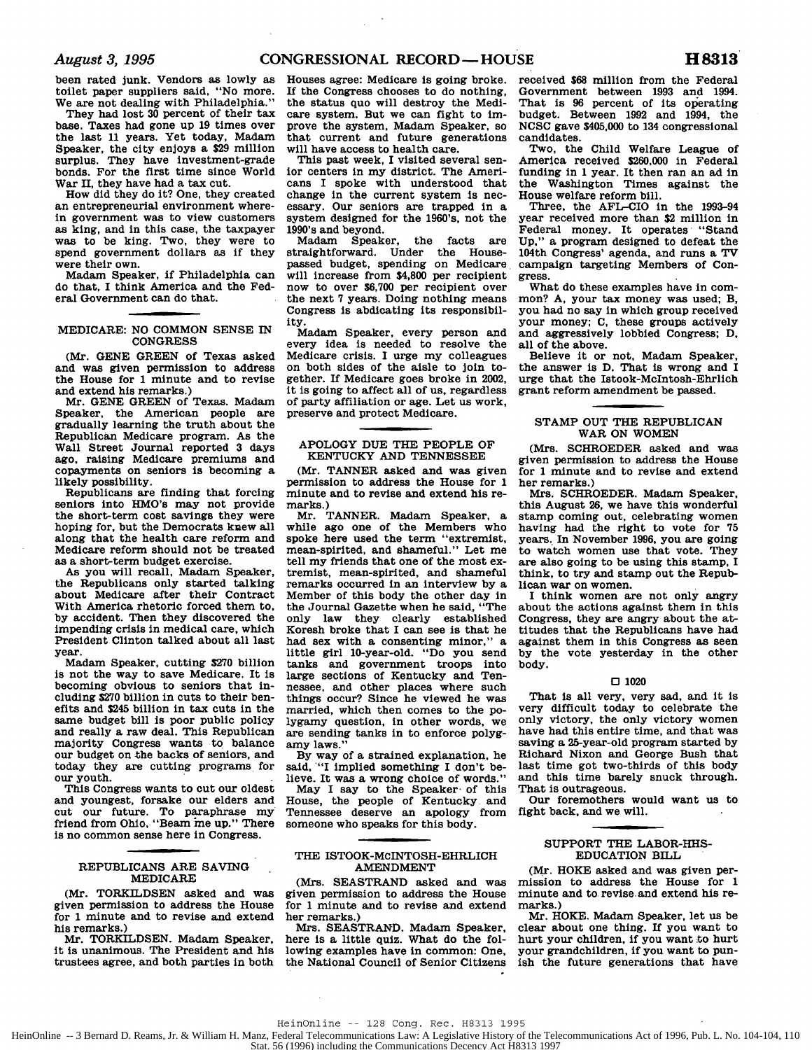been rated junk. Vendors as lowly as toilet paper suppliers said, "No more. We are not dealing with Philadelphia."

They had lost 30 percent of their tax base. Taxes had gone up 19 times over the last 11 years. Yet today, Madam Speaker, the city enjoys a $29 million surplus. They have investment-grade bonds. For the first time since World War II, they have had a tax cut.

How did they do it? One, they created an entrepreneurial environment wherein government was to view customers as king, and in this case, the taxpayer was to be king. Two, they were to spend government dollars as if they were their own.

Madam Speaker, if Philadelphia can do that, I think America and the Federal Government can do that.

## MEDICARE: NO COMMON SENSE IN CONGRESS

(Mr. GENE GREEN of Texas asked and was given permission to address the House for 1 minute and to revise and extend his remarks.)

Mr. GENE GREEN of Texas. Madam Speaker, the American people are gradually learning the truth about the Republican Medicare program. As the Wall Street Journal reported 3 days ago, raising Medicare premiums and copayments on seniors is becoming a likely possibility.

Republicans are finding that forcing seniors into HMO's may not provide the short-term cost savings they were hoping for, but the Democrats knew all along that the health care reform and Medicare reform should not be treated as a short-term budget exercise.

As you will recall, Madam Speaker, the Republicans only started talking about Medicare after their Contract With America rhetoric forced them to, by accident. Then they discovered the impending crisis in medical care, which President Clinton talked about all last year.

Madam Speaker, cutting $270 billion is not the way to save Medicare. It is becoming obvious to seniors that including $270 billion in cuts to their benefits and $245 billion in tax cuts in the same budget bill is poor public policy and really a raw deal. This Republican majority Congress wants to balance our budget on the backs of seniors, and today they are cutting programs for our youth.

This Congress wants to cut our oldest and youngest, forsake our elders and cut our future. To paraphrase my friend from Ohio, "Beam me up." There is no common sense here in Congress.

## REPUBLICANS ARE SAVING MEDICARE

(Mr. TORKILDSEN asked and was given permission to address the House for 1 minute and to revise and extend his remarks.)

Mr. TORKILDSEN. Madam Speaker, it is unanimous. The President and his trustees agree, and both parties in both Houses agree: Medicare is going broke. If the Congress chooses to do nothing, the status quo will destroy the Medicare system. But we can fight to improve the system, Madam Speaker, so that current and future generations will have access to health care.

This past week, I visited several senior centers in my district. The Americans I spoke with understood that change in the current system is necessary. Our seniors are trapped in a system designed for the 1960's, not the 1990's and beyond.

Madam Speaker, the facts are straightforward. Under the House-passed budget, spending on Medicare will increase from $4,800 per recipient now to over $6,700 per recipient over the next 7 years. Doing nothing means Congress is abdicating its responsibility.

Madam Speaker, every person and every idea is needed to resolve the Medicare crisis. I urge my colleagues on both sides of the aisle to join together. If Medicare goes broke in 2002, it is going to affect all of us, regardless of party affiliation or age. Let us work, preserve and protect Medicare.

## APOLOGY DUE THE PEOPLE OF KENTUCKY AND TENNESSEE

(Mr. TANNER asked and was given permission to address the House for 1 minute and to revise and extend his remarks.)

Mr. TANNER. Madam Speaker, a while ago one of the Members who spoke here used the term "extremist, mean-spirited, and shameful." Let me tell my friends that one of the most extremist, mean-spirited, and shameful remarks occurred in an interview by a Member of this body the other day in the Journal Gazette when he said, "The only law they clearly established Koresh broke that I can see is that he had sex with a consenting minor," a little girl 10-year-old. "Do you send tanks and government troops into large sections of Kentucky and Tennessee, and other places where such things occur? Since he viewed he was married, which then comes to the polygamy question, in other words, we are sending tanks in to enforce polygamy laws."

By way of a strained explanation, he said, "I implied something I don't believe. It was a wrong choice of words."

May I say to the Speaker of this House, the people of Kentucky and Tennessee deserve an apology from someone who speaks for this body.

## THE ISTOOK-McINTOSH-EHRLICH AMENDMENT

(Mrs. SEASTRAND asked and was given permission to address the House for 1 minute and to revise and extend her remarks.)

Mrs. SEASTRAND. Madam Speaker, here is a little quiz. What do the following examples have in common: One, the National Council of Senior Citizens received $68 million from the Federal Government between 1993 and 1994. That is 96 percent of its operating budget. Between 1992 and 1994, the NCSC gave $405,000 to 134 congressional candidates.

Two, the Child Welfare League of America received $260,000 in Federal funding in 1 year. It then ran an ad in the Washington Times against the House welfare reform bill.

Three, the AFL-CIO in the 1993-94 year received more than $2 million in Federal money. It operates "Stand Up," a program designed to defeat the 104th Congress' agenda, and runs a TV campaign targeting Members of Congress.

What do these examples have in common? A, your tax money was used; B, you had no say in which group received your money; C, these groups actively and aggressively lobbied Congress; D, all of the above.

Believe it or not, Madam Speaker, the answer is D. That is wrong and I urge that the Istook-McIntosh-Ehrlich grant reform amendment be passed.

## STAMP OUT THE REPUBLICAN WAR ON WOMEN

(Mrs. SCHROEDER asked and was given permission to address the House for 1 minute and to revise and extend her remarks.)

Mrs. SCHROEDER. Madam Speaker, this August 26, we have this wonderful stamp coming out, celebrating women having had the right to vote for 75 years. In November 1996, you are going to watch women use that vote. They are also going to be using this stamp, I think, to try and stamp out the Republican war on women.

I think women are not only angry about the actions against them in this Congress, they are angry about the attitudes that the Republicans have had against them in this Congress as seen by the vote yesterday in the other body.

□ 1020

That is all very, very sad, and it is very difficult today to celebrate the only victory, the only victory women have had this entire time, and that was saving a 25-year-old program started by Richard Nixon and George Bush that last time got two-thirds of this body and this time barely snuck through. That is outrageous.

Our foremothers would want us to fight back, and we will.

## SUPPORT THE LABOR-HHS-EDUCATION BILL

(Mr. HOKE asked and was given permission to address the House for 1 minute and to revise and extend his remarks.)

Mr. HOKE. Madam Speaker, let us be clear about one thing. If you want to hurt your children, if you want to hurt your grandchildren, if you want to punish the future generations that have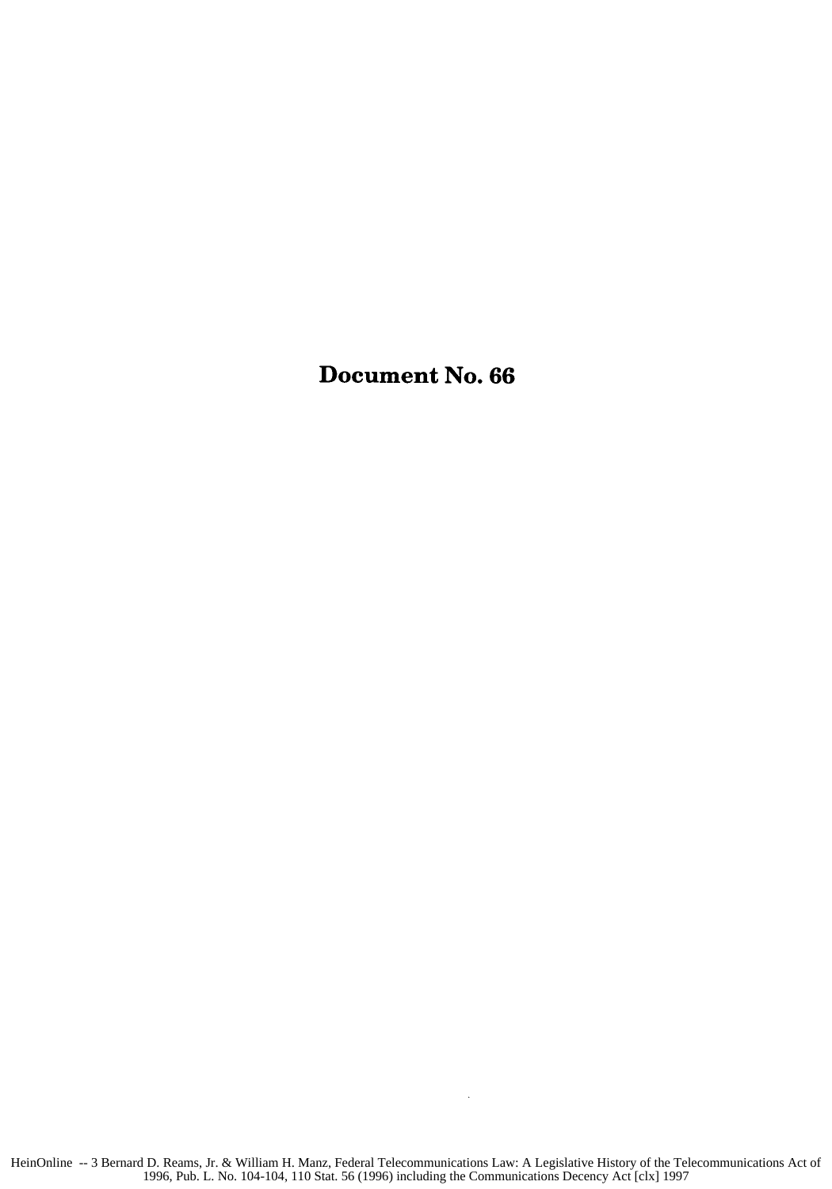# Document No. 66